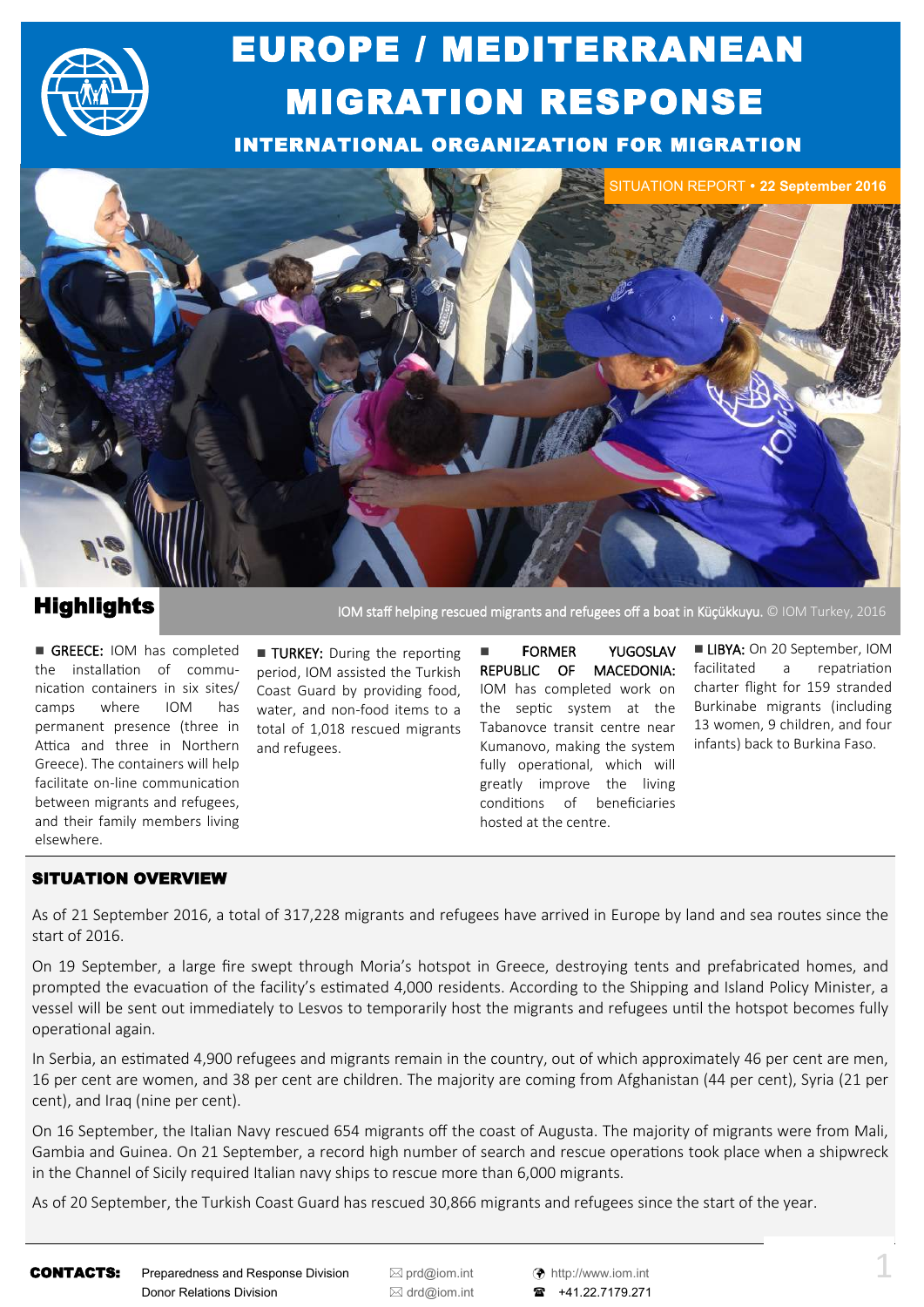# EUROPE / MEDITERRANEAN MIGRATION RESPONSE

## INTERNATIONAL ORGANIZATION FOR MIGRATION

SITUATION REPORT • **22 September 2016**

IOM staff helping rescued migrants and refugees off a boat in Küçükkuyu. © IOM Turkey, 2016

## Highlights

- **GREECE:** IOM has completed the installation of communication containers in six sites/camps where IOM has permanent presence (three in Attica and three in Northern Greece). The containers will help facilitate on-line communication between migrants and refugees, and their family members living elsewhere.

- **TURKEY:** During the reporting period, IOM assisted the Turkish Coast Guard by providing food, water, and non-food items to a total of 1,018 rescued migrants and refugees.

- **FORMER YUGOSLAV REPUBLIC OF MACEDONIA:** IOM has completed work on the septic system at the Tabanovce transit centre near Kumanovo, making the system fully operational, which will greatly improve the living conditions of beneficiaries hosted at the centre.

- **LIBYA:** On 20 September, IOM facilitated a repatriation charter flight for 159 stranded Burkinabe migrants (including 13 women, 9 children, and four infants) back to Burkina Faso.

## SITUATION OVERVIEW

As of 21 September 2016, a total of 317,228 migrants and refugees have arrived in Europe by land and sea routes since the start of 2016.

On 19 September, a large fire swept through Moria's hotspot in Greece, destroying tents and prefabricated homes, and prompted the evacuation of the facility's estimated 4,000 residents. According to the Shipping and Island Policy Minister, a vessel will be sent out immediately to Lesvos to temporarily host the migrants and refugees until the hotspot becomes fully operational again.

In Serbia, an estimated 4,900 refugees and migrants remain in the country, out of which approximately 46 per cent are men, 16 per cent are women, and 38 per cent are children. The majority are coming from Afghanistan (44 per cent), Syria (21 per cent), and Iraq (nine per cent).

On 16 September, the Italian Navy rescued 654 migrants off the coast of Augusta. The majority of migrants were from Mali, Gambia and Guinea. On 21 September, a record high number of search and rescue operations took place when a shipwreck in the Channel of Sicily required Italian navy ships to rescue more than 6,000 migrants.

As of 20 September, the Turkish Coast Guard has rescued 30,866 migrants and refugees since the start of the year.

**CONTACTS:** Preparedness and Response Division — prd@iom.int — http://www.iom.int
Donor Relations Division — drd@iom.int — +41.22.7179.271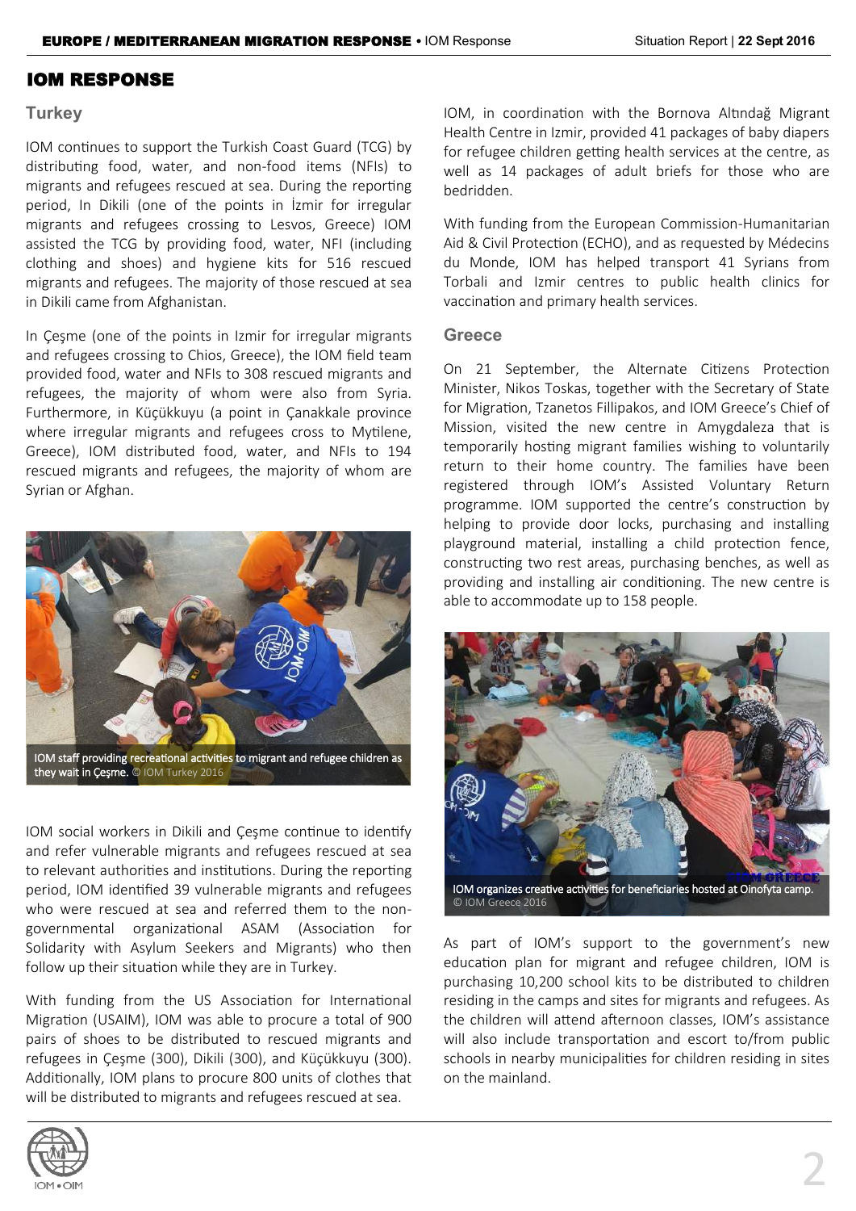# IOM RESPONSE

## Turkey

IOM continues to support the Turkish Coast Guard (TCG) by distributing food, water, and non-food items (NFIs) to migrants and refugees rescued at sea. During the reporting period, In Dikili (one of the points in İzmir for irregular migrants and refugees crossing to Lesvos, Greece) IOM assisted the TCG by providing food, water, NFI (including clothing and shoes) and hygiene kits for 516 rescued migrants and refugees. The majority of those rescued at sea in Dikili came from Afghanistan.

In Çeşme (one of the points in Izmir for irregular migrants and refugees crossing to Chios, Greece), the IOM field team provided food, water and NFIs to 308 rescued migrants and refugees, the majority of whom were also from Syria. Furthermore, in Küçükkuyu (a point in Çanakkale province where irregular migrants and refugees cross to Mytilene, Greece), IOM distributed food, water, and NFIs to 194 rescued migrants and refugees, the majority of whom are Syrian or Afghan.

IOM staff providing recreational activities to migrant and refugee children as they wait in Çeşme. © IOM Turkey 2016

IOM social workers in Dikili and Çeşme continue to identify and refer vulnerable migrants and refugees rescued at sea to relevant authorities and institutions. During the reporting period, IOM identified 39 vulnerable migrants and refugees who were rescued at sea and referred them to the non-governmental organizational ASAM (Association for Solidarity with Asylum Seekers and Migrants) who then follow up their situation while they are in Turkey.

With funding from the US Association for International Migration (USAIM), IOM was able to procure a total of 900 pairs of shoes to be distributed to rescued migrants and refugees in Çeşme (300), Dikili (300), and Küçükkuyu (300). Additionally, IOM plans to procure 800 units of clothes that will be distributed to migrants and refugees rescued at sea.

IOM, in coordination with the Bornova Altındağ Migrant Health Centre in Izmir, provided 41 packages of baby diapers for refugee children getting health services at the centre, as well as 14 packages of adult briefs for those who are bedridden.

With funding from the European Commission-Humanitarian Aid & Civil Protection (ECHO), and as requested by Médecins du Monde, IOM has helped transport 41 Syrians from Torbali and Izmir centres to public health clinics for vaccination and primary health services.

## Greece

On 21 September, the Alternate Citizens Protection Minister, Nikos Toskas, together with the Secretary of State for Migration, Tzanetos Fillipakos, and IOM Greece's Chief of Mission, visited the new centre in Amygdaleza that is temporarily hosting migrant families wishing to voluntarily return to their home country. The families have been registered through IOM's Assisted Voluntary Return programme. IOM supported the centre's construction by helping to provide door locks, purchasing and installing playground material, installing a child protection fence, constructing two rest areas, purchasing benches, as well as providing and installing air conditioning. The new centre is able to accommodate up to 158 people.

IOM organizes creative activities for beneficiaries hosted at Oinofyta camp. © IOM Greece 2016

As part of IOM's support to the government's new education plan for migrant and refugee children, IOM is purchasing 10,200 school kits to be distributed to children residing in the camps and sites for migrants and refugees. As the children will attend afternoon classes, IOM's assistance will also include transportation and escort to/from public schools in nearby municipalities for children residing in sites on the mainland.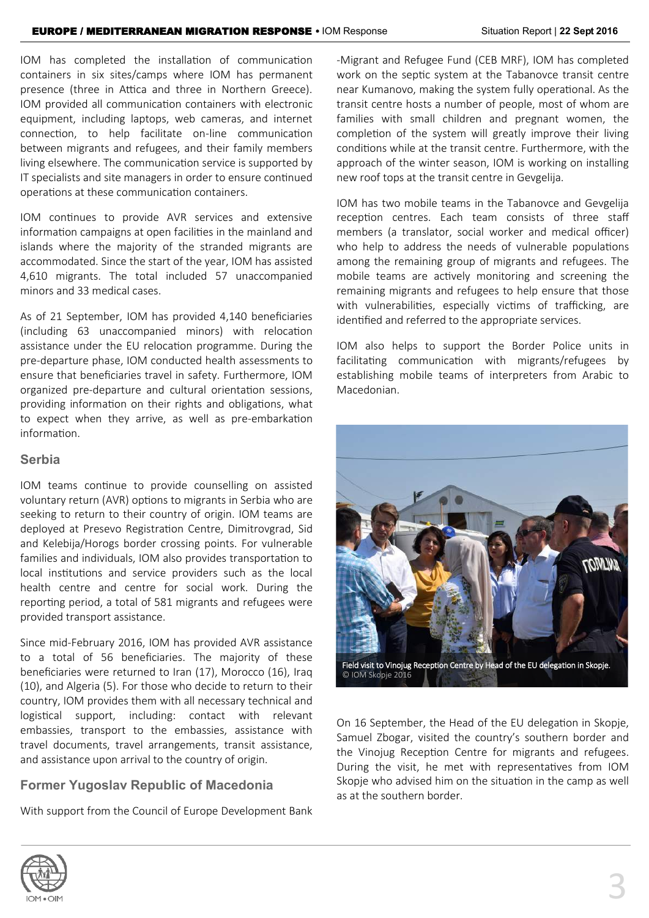IOM has completed the installation of communication containers in six sites/camps where IOM has permanent presence (three in Attica and three in Northern Greece). IOM provided all communication containers with electronic equipment, including laptops, web cameras, and internet connection, to help facilitate on-line communication between migrants and refugees, and their family members living elsewhere. The communication service is supported by IT specialists and site managers in order to ensure continued operations at these communication containers.

IOM continues to provide AVR services and extensive information campaigns at open facilities in the mainland and islands where the majority of the stranded migrants are accommodated. Since the start of the year, IOM has assisted 4,610 migrants. The total included 57 unaccompanied minors and 33 medical cases.

As of 21 September, IOM has provided 4,140 beneficiaries (including 63 unaccompanied minors) with relocation assistance under the EU relocation programme. During the pre-departure phase, IOM conducted health assessments to ensure that beneficiaries travel in safety. Furthermore, IOM organized pre-departure and cultural orientation sessions, providing information on their rights and obligations, what to expect when they arrive, as well as pre-embarkation information.

## Serbia

IOM teams continue to provide counselling on assisted voluntary return (AVR) options to migrants in Serbia who are seeking to return to their country of origin. IOM teams are deployed at Presevo Registration Centre, Dimitrovgrad, Sid and Kelebija/Horogs border crossing points. For vulnerable families and individuals, IOM also provides transportation to local institutions and service providers such as the local health centre and centre for social work. During the reporting period, a total of 581 migrants and refugees were provided transport assistance.

Since mid-February 2016, IOM has provided AVR assistance to a total of 56 beneficiaries. The majority of these beneficiaries were returned to Iran (17), Morocco (16), Iraq (10), and Algeria (5). For those who decide to return to their country, IOM provides them with all necessary technical and logistical support, including: contact with relevant embassies, transport to the embassies, assistance with travel documents, travel arrangements, transit assistance, and assistance upon arrival to the country of origin.

## Former Yugoslav Republic of Macedonia

With support from the Council of Europe Development Bank -Migrant and Refugee Fund (CEB MRF), IOM has completed work on the septic system at the Tabanovce transit centre near Kumanovo, making the system fully operational. As the transit centre hosts a number of people, most of whom are families with small children and pregnant women, the completion of the system will greatly improve their living conditions while at the transit centre. Furthermore, with the approach of the winter season, IOM is working on installing new roof tops at the transit centre in Gevgelija.

IOM has two mobile teams in the Tabanovce and Gevgelija reception centres. Each team consists of three staff members (a translator, social worker and medical officer) who help to address the needs of vulnerable populations among the remaining group of migrants and refugees. The mobile teams are actively monitoring and screening the remaining migrants and refugees to help ensure that those with vulnerabilities, especially victims of trafficking, are identified and referred to the appropriate services.

IOM also helps to support the Border Police units in facilitating communication with migrants/refugees by establishing mobile teams of interpreters from Arabic to Macedonian.

Field visit to Vinojug Reception Centre by Head of the EU delegation in Skopje. © IOM Skopje 2016

On 16 September, the Head of the EU delegation in Skopje, Samuel Zbogar, visited the country's southern border and the Vinojug Reception Centre for migrants and refugees. During the visit, he met with representatives from IOM Skopje who advised him on the situation in the camp as well as at the southern border.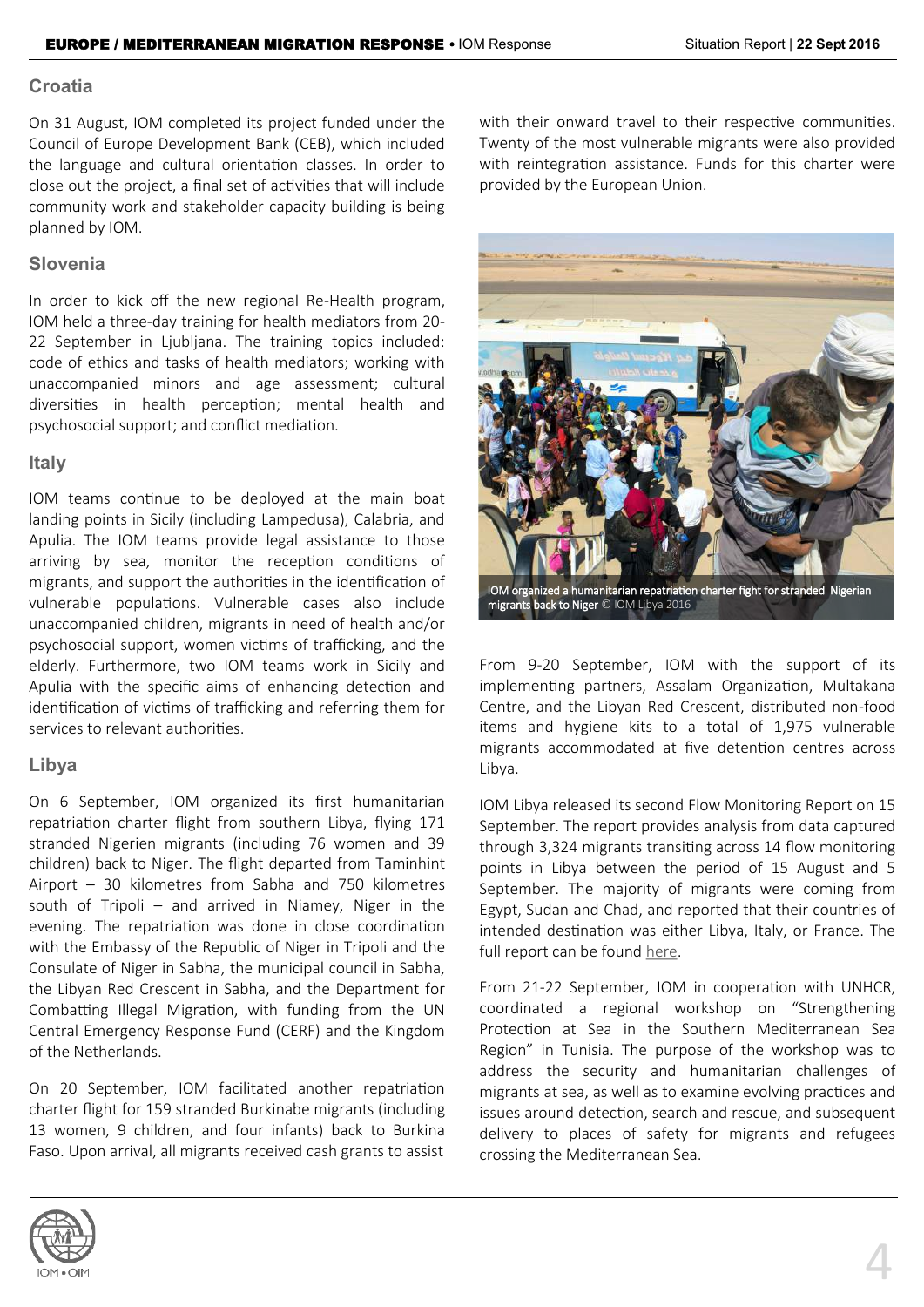## Croatia

On 31 August, IOM completed its project funded under the Council of Europe Development Bank (CEB), which included the language and cultural orientation classes. In order to close out the project, a final set of activities that will include community work and stakeholder capacity building is being planned by IOM.

## Slovenia

In order to kick off the new regional Re-Health program, IOM held a three-day training for health mediators from 20-22 September in Ljubljana. The training topics included: code of ethics and tasks of health mediators; working with unaccompanied minors and age assessment; cultural diversities in health perception; mental health and psychosocial support; and conflict mediation.

## Italy

IOM teams continue to be deployed at the main boat landing points in Sicily (including Lampedusa), Calabria, and Apulia. The IOM teams provide legal assistance to those arriving by sea, monitor the reception conditions of migrants, and support the authorities in the identification of vulnerable populations. Vulnerable cases also include unaccompanied children, migrants in need of health and/or psychosocial support, women victims of trafficking, and the elderly. Furthermore, two IOM teams work in Sicily and Apulia with the specific aims of enhancing detection and identification of victims of trafficking and referring them for services to relevant authorities.

## Libya

On 6 September, IOM organized its first humanitarian repatriation charter flight from southern Libya, flying 171 stranded Nigerien migrants (including 76 women and 39 children) back to Niger. The flight departed from Taminhint Airport – 30 kilometres from Sabha and 750 kilometres south of Tripoli – and arrived in Niamey, Niger in the evening. The repatriation was done in close coordination with the Embassy of the Republic of Niger in Tripoli and the Consulate of Niger in Sabha, the municipal council in Sabha, the Libyan Red Crescent in Sabha, and the Department for Combatting Illegal Migration, with funding from the UN Central Emergency Response Fund (CERF) and the Kingdom of the Netherlands.

On 20 September, IOM facilitated another repatriation charter flight for 159 stranded Burkinabe migrants (including 13 women, 9 children, and four infants) back to Burkina Faso. Upon arrival, all migrants received cash grants to assist with their onward travel to their respective communities. Twenty of the most vulnerable migrants were also provided with reintegration assistance. Funds for this charter were provided by the European Union.

IOM organized a humanitarian repatriation charter fight for stranded Nigerian migrants back to Niger © IOM Libya 2016

From 9-20 September, IOM with the support of its implementing partners, Assalam Organization, Multakana Centre, and the Libyan Red Crescent, distributed non-food items and hygiene kits to a total of 1,975 vulnerable migrants accommodated at five detention centres across Libya.

IOM Libya released its second Flow Monitoring Report on 15 September. The report provides analysis from data captured through 3,324 migrants transiting across 14 flow monitoring points in Libya between the period of 15 August and 5 September. The majority of migrants were coming from Egypt, Sudan and Chad, and reported that their countries of intended destination was either Libya, Italy, or France. The full report can be found here.

From 21-22 September, IOM in cooperation with UNHCR, coordinated a regional workshop on "Strengthening Protection at Sea in the Southern Mediterranean Sea Region" in Tunisia. The purpose of the workshop was to address the security and humanitarian challenges of migrants at sea, as well as to examine evolving practices and issues around detection, search and rescue, and subsequent delivery to places of safety for migrants and refugees crossing the Mediterranean Sea.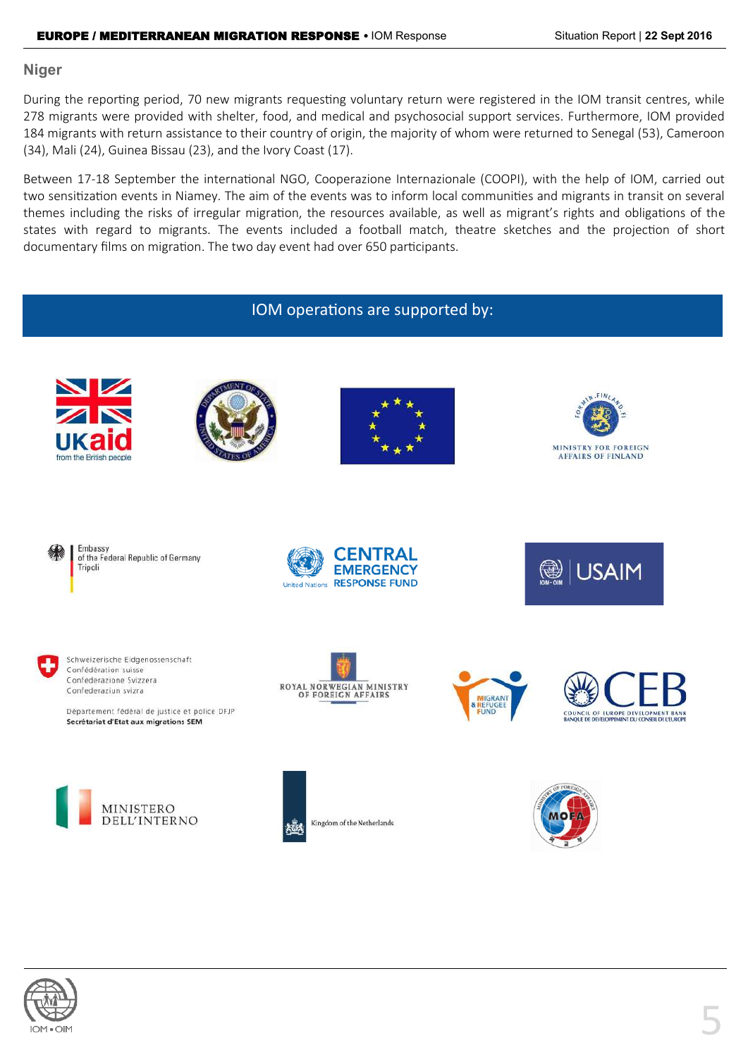## Niger

During the reporting period, 70 new migrants requesting voluntary return were registered in the IOM transit centres, while 278 migrants were provided with shelter, food, and medical and psychosocial support services. Furthermore, IOM provided 184 migrants with return assistance to their country of origin, the majority of whom were returned to Senegal (53), Cameroon (34), Mali (24), Guinea Bissau (23), and the Ivory Coast (17).

Between 17-18 September the international NGO, Cooperazione Internazionale (COOPI), with the help of IOM, carried out two sensitization events in Niamey. The aim of the events was to inform local communities and migrants in transit on several themes including the risks of irregular migration, the resources available, as well as migrant's rights and obligations of the states with regard to migrants. The events included a football match, theatre sketches and the projection of short documentary films on migration. The two day event had over 650 participants.

**IOM operations are supported by:**

UKaid from the British people

Ministry for Foreign Affairs of Finland

Embassy of the Federal Republic of Germany Tripoli

United Nations Central Emergency Response Fund

IOM • OIM USAIM

Schweizerische Eidgenossenschaft
Confédération suisse
Confederazione Svizzera
Confederaziun svizra

Département fédéral de justice et police DFJP
Secrétariat d'Etat aux migrations SEM

Royal Norwegian Ministry of Foreign Affairs

Migrant & Refugee Fund

CEB Council of Europe Development Bank
Banque de Développement du Conseil de l'Europe

Ministero dell'Interno

Kingdom of the Netherlands

MOFA Ministry of Foreign Affairs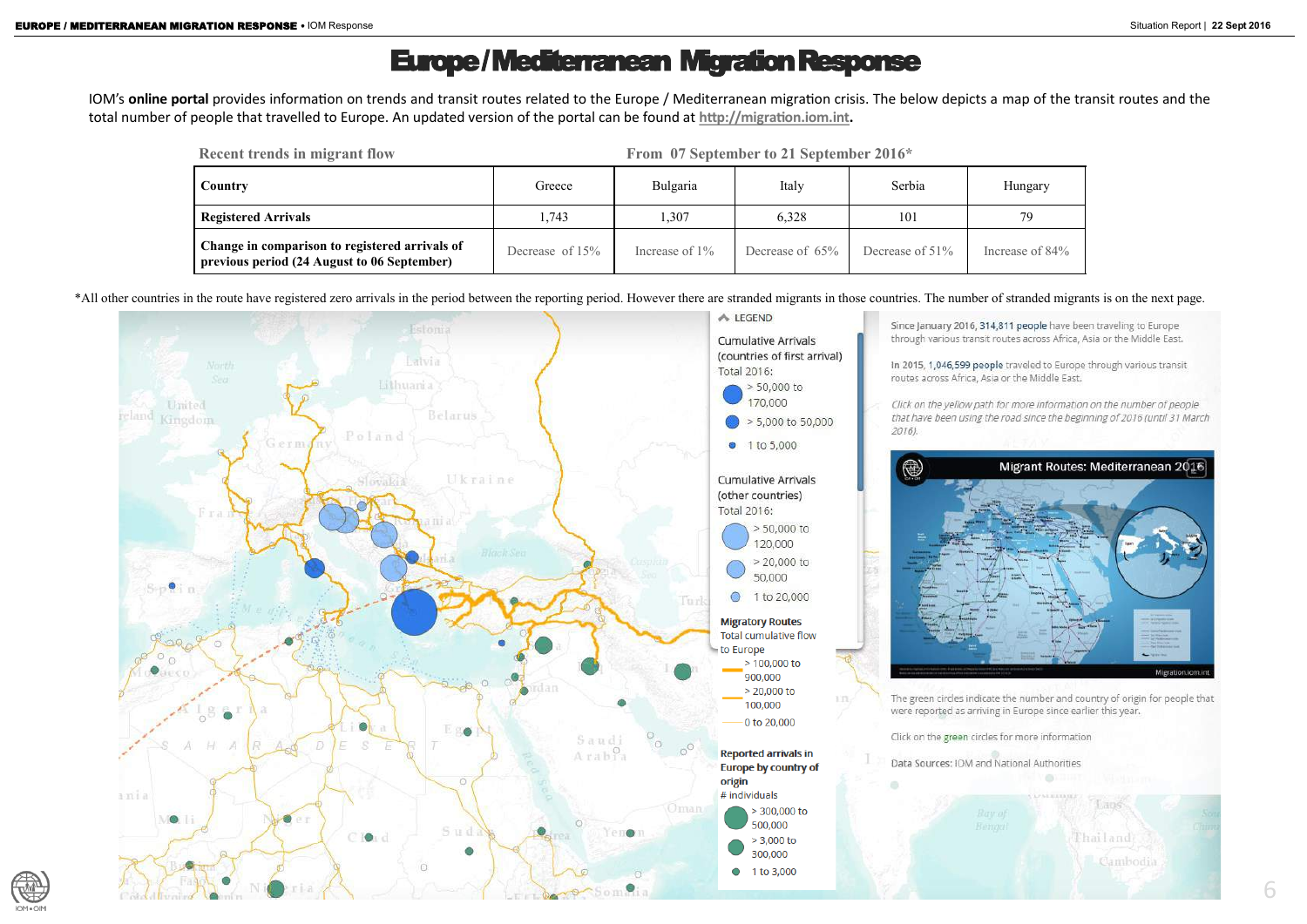# Europe / Mediterranean Migration Response

IOM's **online portal** provides information on trends and transit routes related to the Europe / Mediterranean migration crisis. The below depicts a map of the transit routes and the total number of people that travelled to Europe. An updated version of the portal can be found at http://migration.iom.int.

| Recent trends in migrant flow | From 07 September to 21 September 2016* | | | | |
|---|---|---|---|---|---|
| **Country** | Greece | Bulgaria | Italy | Serbia | Hungary |
| **Registered Arrivals** | 1,743 | 1,307 | 6,328 | 101 | 79 |
| **Change in comparison to registered arrivals of previous period (24 August to 06 September)** | Decrease of 15% | Increase of 1% | Decrease of 65% | Decrease of 51% | Increase of 84% |

*All other countries in the route have registered zero arrivals in the period between the reporting period. However there are stranded migrants in those countries. The number of stranded migrants is on the next page.

LEGEND

Cumulative Arrivals (countries of first arrival) Total 2016:
- > 50,000 to 170,000
- > 5,000 to 50,000
- 1 to 5,000

Cumulative Arrivals (other countries) Total 2016:
- > 50,000 to 120,000
- > 20,000 to 50,000
- 1 to 20,000

Migratory Routes — Total cumulative flow to Europe
- > 100,000 to 900,000
- > 20,000 to 100,000
- 0 to 20,000

Reported arrivals in Europe by country of origin — # individuals
- > 300,000 to 500,000
- > 3,000 to 300,000
- 1 to 3,000

Since January 2016, 314,811 people have been traveling to Europe through various transit routes across Africa, Asia or the Middle East.

In 2015, 1,046,599 people traveled to Europe through various transit routes across Africa, Asia or the Middle East.

*Click on the yellow path for more information on the number of people that have been using the road since the beginning of 2016 (until 31 March 2016).*

Migrant Routes: Mediterranean 2016

The green circles indicate the number and country of origin for people that were reported as arriving in Europe since earlier this year.

Click on the green circles for more information

Data Sources: IOM and National Authorities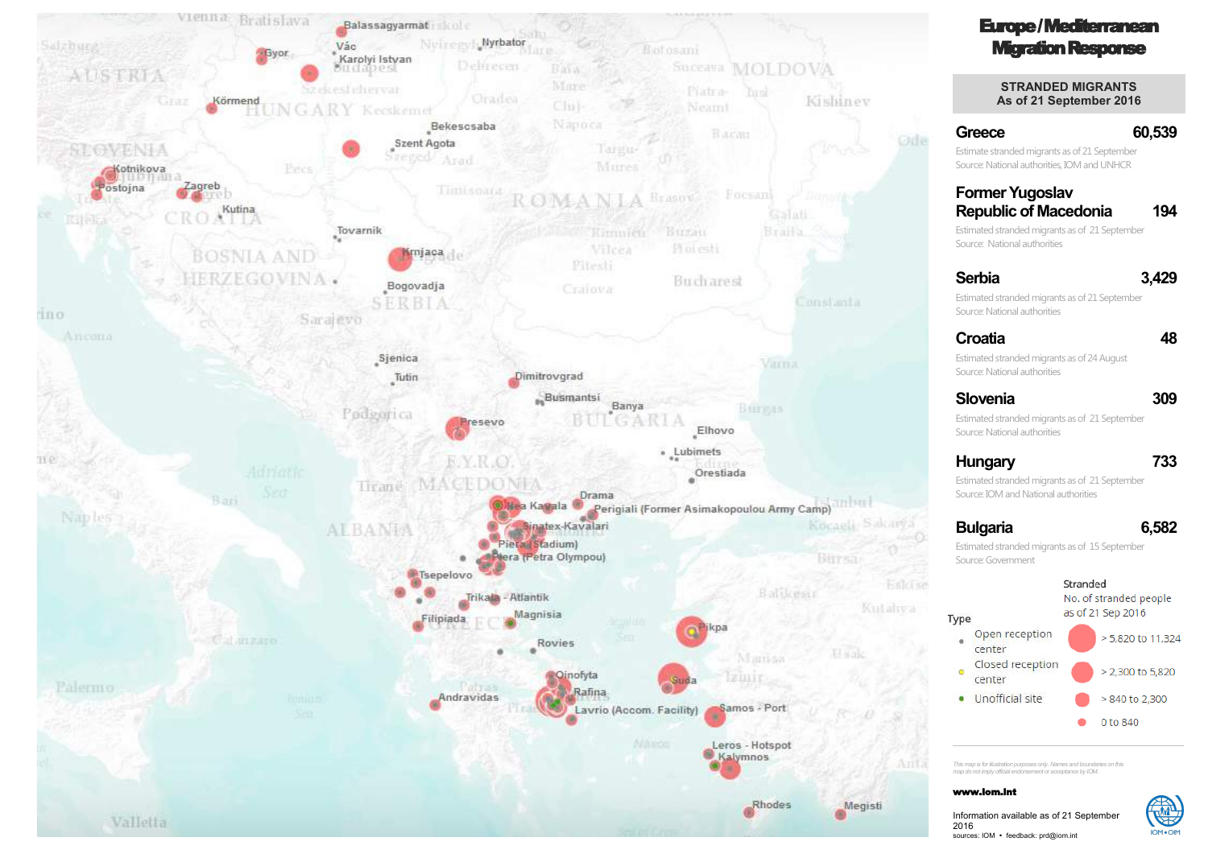# Europe / Mediterranean Migration Response

**STRANDED MIGRANTS**
**As of 21 September 2016**

**Greece** 60,539
Estimate stranded migrants as of 21 September
Source: National authorities, IOM and UNHCR

**Former Yugoslav Republic of Macedonia** 194
Estimated stranded migrants as of 21 September
Source: National authorities

**Serbia** 3,429
Estimated stranded migrants as of 21 September
Source: National authorities

**Croatia** 48
Estimated stranded migrants as of 24 August
Source: National authorities

**Slovenia** 309
Estimated stranded migrants as of 21 September
Source: National authorities

**Hungary** 733
Estimated stranded migrants as of 21 September
Source: IOM and National authorities

**Bulgaria** 6,582
Estimated stranded migrants as of 15 September
Source: Government

Type
Open reception center
Closed reception center
Unofficial site

Stranded
No. of stranded people as of 21 Sep 2016
> 5,820 to 11,324
> 2,300 to 5,820
> 840 to 2,300
0 to 840

Balassagyarmat
Vác
Nyrbator
Gyor
Karolyi Istvan
Körmend
Bekescsaba
Szent Agota
Kotnikova
Postojna
Zagreb
Kutina
Tovarnik
Krnjaca
Bogovadja
Sjenica
Tutin
Dimitrovgrad
Busmantsi
Banya
Presevo
Elhovo
Lubimets
Orestiada
Drama
Nea Kavala
Perigiali (Former Asimakopoulou Army Camp)
Sinatex-Kavalari
Pieta (Stadium)
Piera (Petra Olympou)
Tsepelovo
Trikala - Atlantik
Filipiada
Magnisia
Pikpa
Rovies
Oinofyta
Suda
Andravidas
Rafina
Lavrio (Accom. Facility)
Samos - Port
Leros - Hotspot
Kalymnos
Rhodes
Megisti

This map is for illustration purposes only. Names and boundaries on this map do not imply official endorsement or acceptance by IOM.

**www.iom.int**

Information available as of 21 September 2016
sources: IOM • feedback: prd@iom.int

IOM • OIM